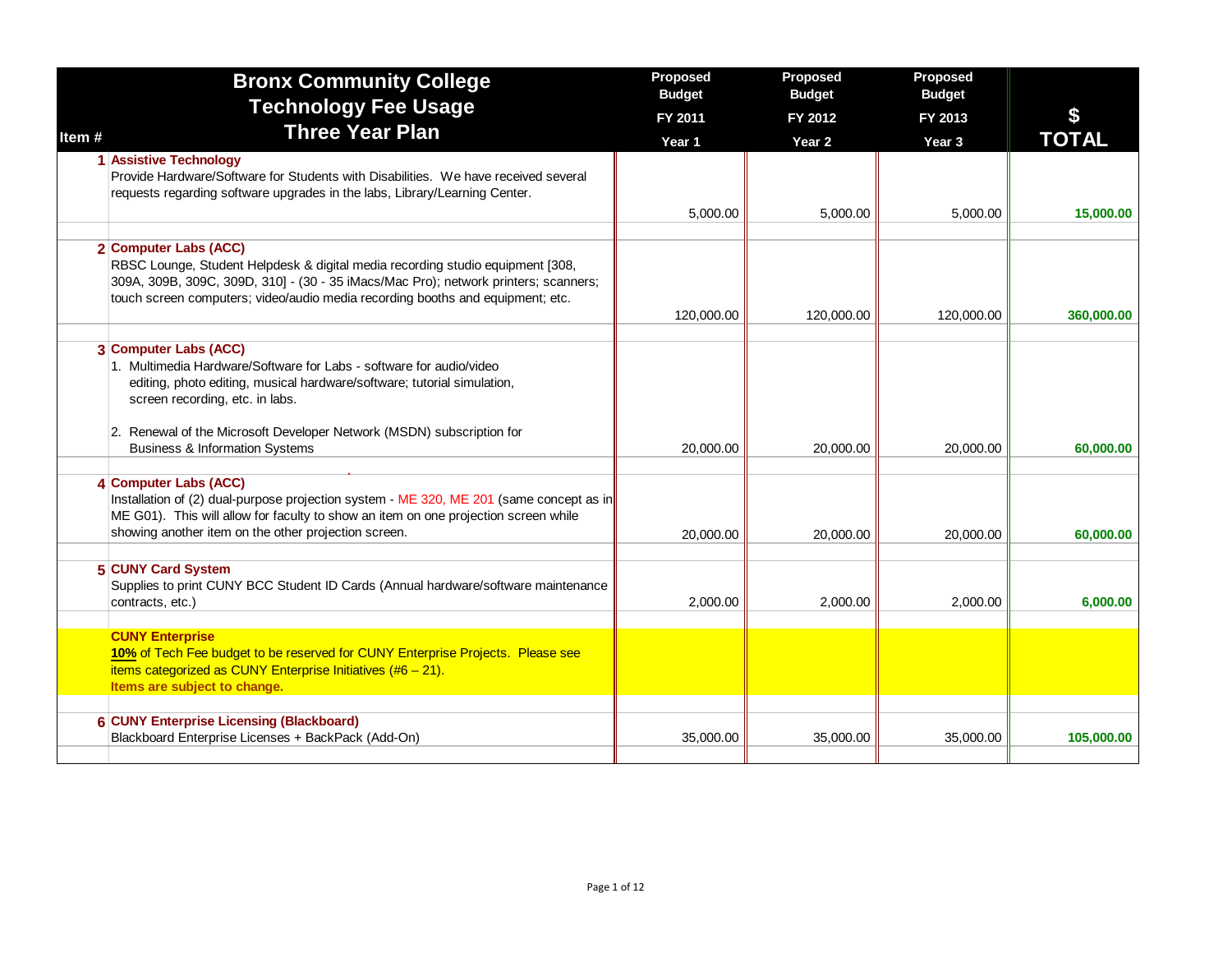| Item # | Bronx Community College Technology Fee Usage Three Year Plan | Proposed Budget FY 2011 Year 1 | Proposed Budget FY 2012 Year 2 | Proposed Budget FY 2013 Year 3 | $ TOTAL |
|---|---|---|---|---|---|
| 1 | **Assistive Technology**<br>Provide Hardware/Software for Students with Disabilities. We have received several requests regarding software upgrades in the labs, Library/Learning Center. | 5,000.00 | 5,000.00 | 5,000.00 | **15,000.00** |
| 2 | **Computer Labs (ACC)**<br>RBSC Lounge, Student Helpdesk & digital media recording studio equipment [308, 309A, 309B, 309C, 309D, 310] - (30 - 35 iMacs/Mac Pro); network printers; scanners; touch screen computers; video/audio media recording booths and equipment; etc. | 120,000.00 | 120,000.00 | 120,000.00 | **360,000.00** |
| 3 | **Computer Labs (ACC)**<br>1. Multimedia Hardware/Software for Labs - software for audio/video editing, photo editing, musical hardware/software; tutorial simulation, screen recording, etc. in labs.<br>2. Renewal of the Microsoft Developer Network (MSDN) subscription for Business & Information Systems | 20,000.00 | 20,000.00 | 20,000.00 | **60,000.00** |
| 4 | **Computer Labs (ACC)**<br>Installation of (2) dual-purpose projection system - ME 320, ME 201 (same concept as in ME G01). This will allow for faculty to show an item on one projection screen while showing another item on the other projection screen. | 20,000.00 | 20,000.00 | 20,000.00 | **60,000.00** |
| 5 | **CUNY Card System**<br>Supplies to print CUNY BCC Student ID Cards (Annual hardware/software maintenance contracts, etc.) | 2,000.00 | 2,000.00 | 2,000.00 | **6,000.00** |
| | **CUNY Enterprise**<br>**10%** of Tech Fee budget to be reserved for CUNY Enterprise Projects. Please see items categorized as CUNY Enterprise Initiatives (#6 – 21).<br>**Items are subject to change.** | | | | |
| 6 | **CUNY Enterprise Licensing (Blackboard)**<br>Blackboard Enterprise Licenses + BackPack (Add-On) | 35,000.00 | 35,000.00 | 35,000.00 | **105,000.00** |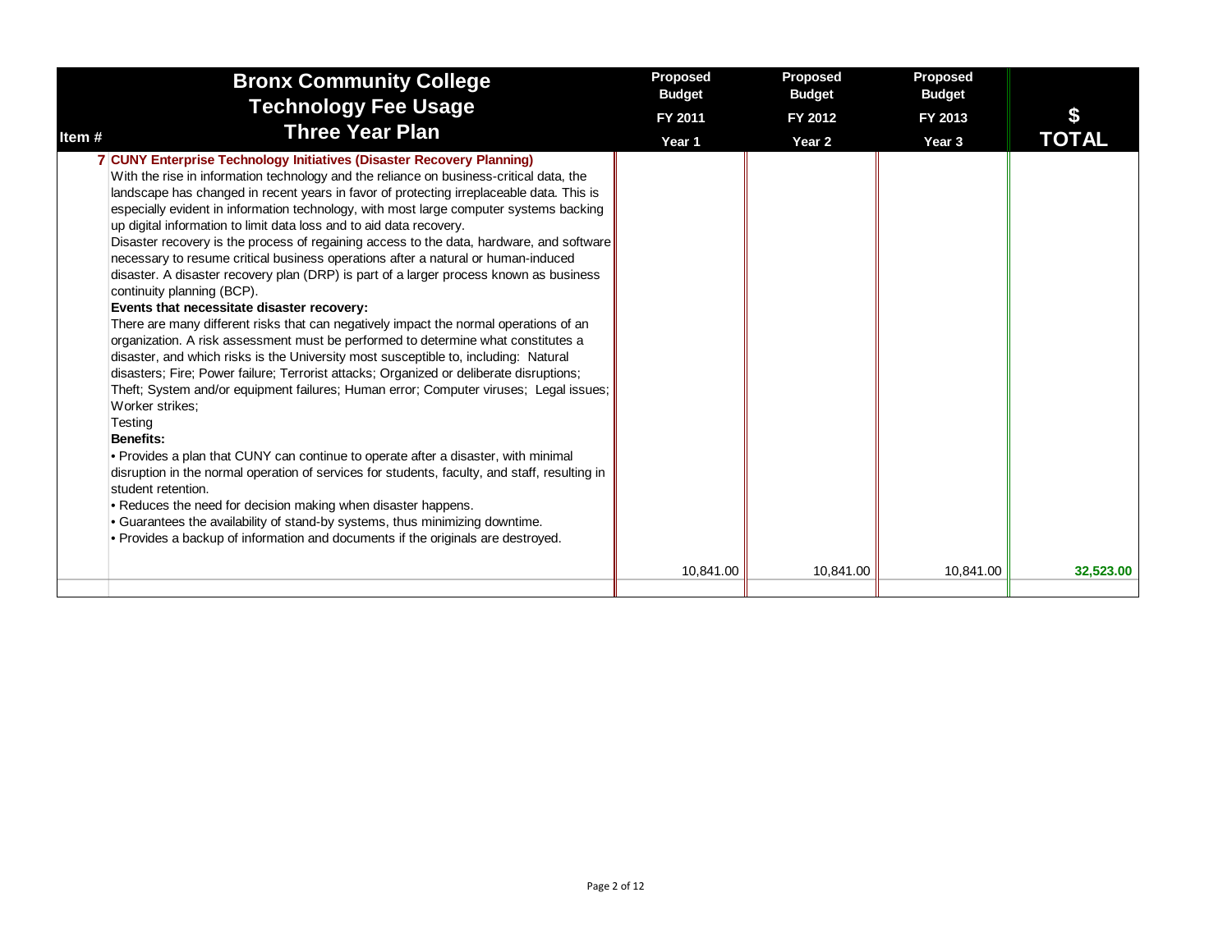| Item # | Bronx Community College Technology Fee Usage Three Year Plan | Proposed Budget FY 2011 Year 1 | Proposed Budget FY 2012 Year 2 | Proposed Budget FY 2013 Year 3 | $ TOTAL |
|---|---|---|---|---|---|
| 7 | **CUNY Enterprise Technology Initiatives (Disaster Recovery Planning)**<br>With the rise in information technology and the reliance on business-critical data, the landscape has changed in recent years in favor of protecting irreplaceable data. This is especially evident in information technology, with most large computer systems backing up digital information to limit data loss and to aid data recovery.<br>Disaster recovery is the process of regaining access to the data, hardware, and software necessary to resume critical business operations after a natural or human-induced disaster. A disaster recovery plan (DRP) is part of a larger process known as business continuity planning (BCP).<br>**Events that necessitate disaster recovery:**<br>There are many different risks that can negatively impact the normal operations of an organization. A risk assessment must be performed to determine what constitutes a disaster, and which risks is the University most susceptible to, including: Natural disasters; Fire; Power failure; Terrorist attacks; Organized or deliberate disruptions; Theft; System and/or equipment failures; Human error; Computer viruses; Legal issues; Worker strikes;<br>Testing<br>**Benefits:**<br>• Provides a plan that CUNY can continue to operate after a disaster, with minimal disruption in the normal operation of services for students, faculty, and staff, resulting in student retention.<br>• Reduces the need for decision making when disaster happens.<br>• Guarantees the availability of stand-by systems, thus minimizing downtime.<br>• Provides a backup of information and documents if the originals are destroyed. | 10,841.00 | 10,841.00 | 10,841.00 | 32,523.00 |
| | | | | | |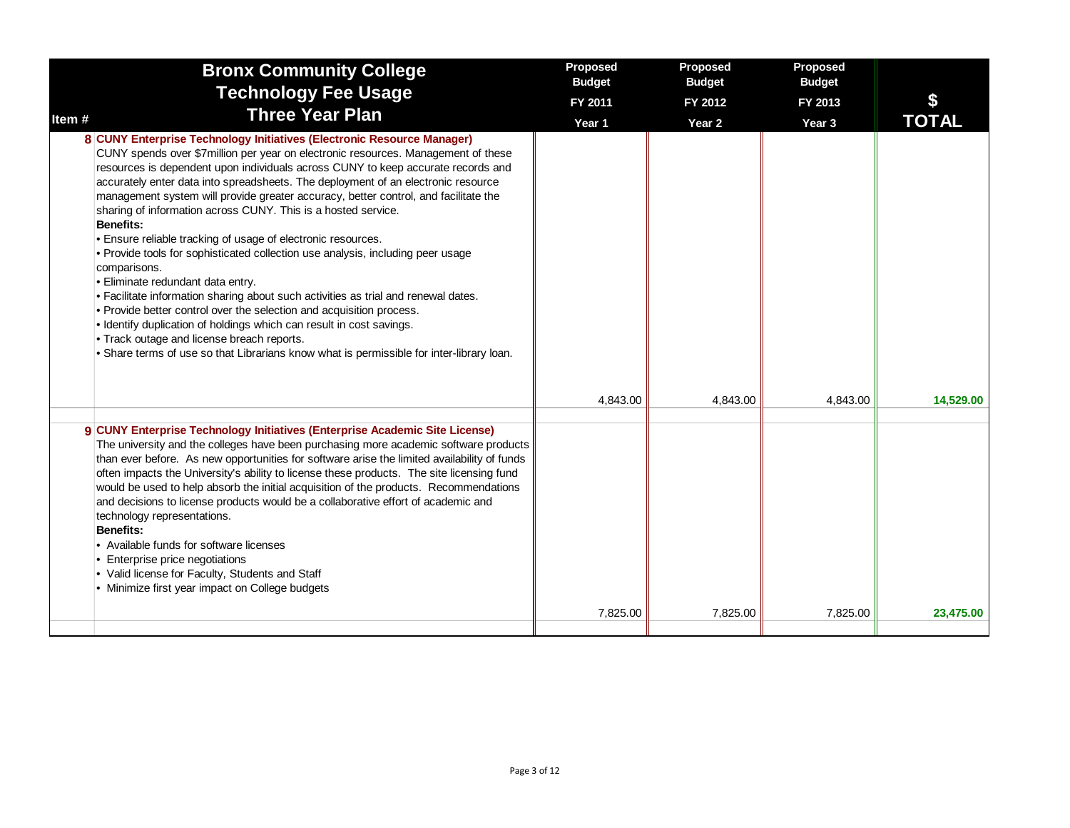| Item # | Bronx Community College<br>Technology Fee Usage<br>Three Year Plan | Proposed Budget<br>FY 2011<br>Year 1 | Proposed Budget<br>FY 2012<br>Year 2 | Proposed Budget<br>FY 2013<br>Year 3 | $<br>TOTAL |
|---|---|---|---|---|---|
| 8 | **CUNY Enterprise Technology Initiatives (Electronic Resource Manager)**<br>CUNY spends over $7million per year on electronic resources. Management of these resources is dependent upon individuals across CUNY to keep accurate records and accurately enter data into spreadsheets. The deployment of an electronic resource management system will provide greater accuracy, better control, and facilitate the sharing of information across CUNY. This is a hosted service.<br>**Benefits:**<br>• Ensure reliable tracking of usage of electronic resources.<br>• Provide tools for sophisticated collection use analysis, including peer usage comparisons.<br>• Eliminate redundant data entry.<br>• Facilitate information sharing about such activities as trial and renewal dates.<br>• Provide better control over the selection and acquisition process.<br>• Identify duplication of holdings which can result in cost savings.<br>• Track outage and license breach reports.<br>• Share terms of use so that Librarians know what is permissible for inter-library loan. | 4,843.00 | 4,843.00 | 4,843.00 | **14,529.00** |
| 9 | **CUNY Enterprise Technology Initiatives (Enterprise Academic Site License)**<br>The university and the colleges have been purchasing more academic software products than ever before. As new opportunities for software arise the limited availability of funds often impacts the University's ability to license these products. The site licensing fund would be used to help absorb the initial acquisition of the products. Recommendations and decisions to license products would be a collaborative effort of academic and technology representations.<br>**Benefits:**<br>• Available funds for software licenses<br>• Enterprise price negotiations<br>• Valid license for Faculty, Students and Staff<br>• Minimize first year impact on College budgets | 7,825.00 | 7,825.00 | 7,825.00 | **23,475.00** |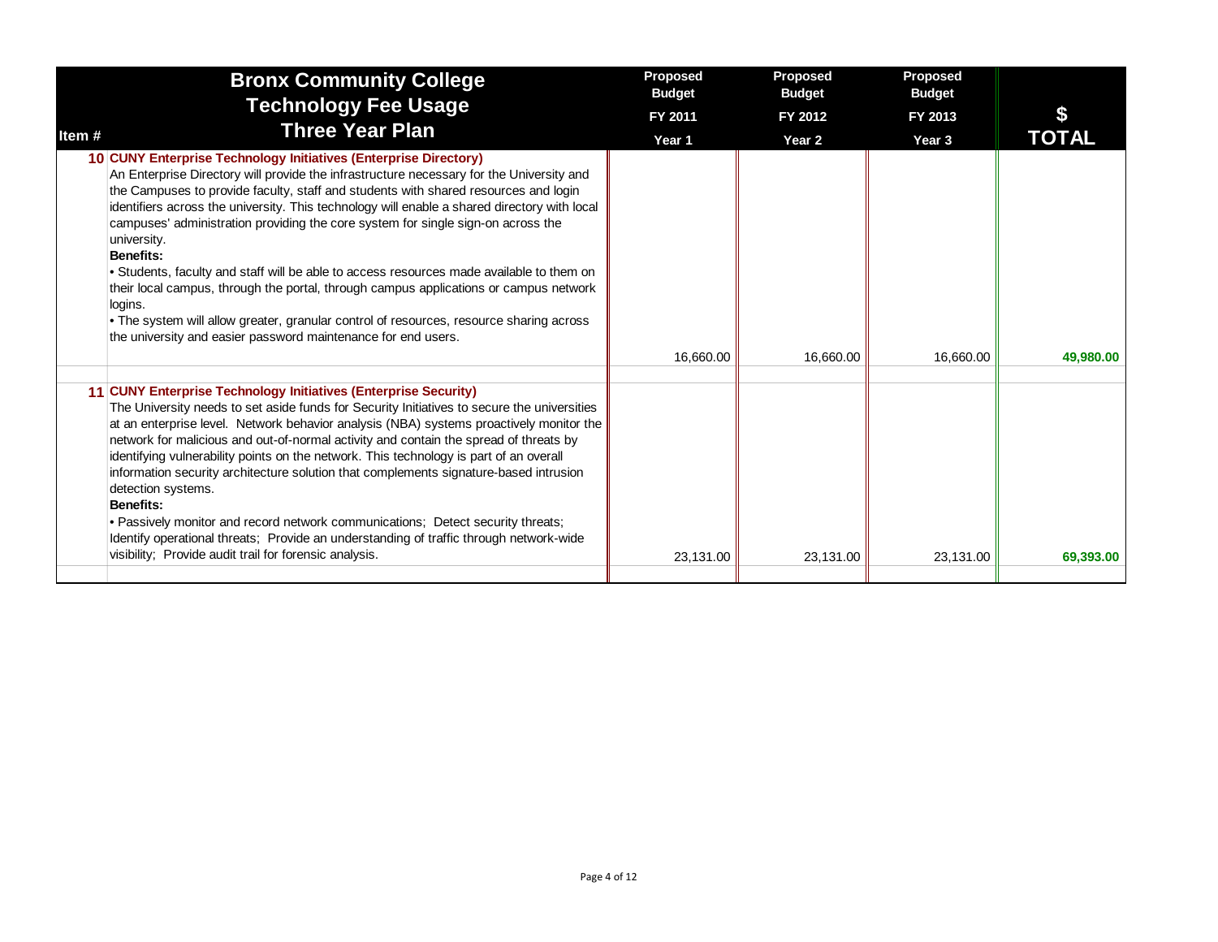| Item # | Bronx Community College Technology Fee Usage Three Year Plan | Proposed Budget FY 2011 Year 1 | Proposed Budget FY 2012 Year 2 | Proposed Budget FY 2013 Year 3 | $ TOTAL |
|---|---|---|---|---|---|
| 10 | **CUNY Enterprise Technology Initiatives (Enterprise Directory)**<br>An Enterprise Directory will provide the infrastructure necessary for the University and the Campuses to provide faculty, staff and students with shared resources and login identifiers across the university. This technology will enable a shared directory with local campuses' administration providing the core system for single sign-on across the university.<br>**Benefits:**<br>• Students, faculty and staff will be able to access resources made available to them on their local campus, through the portal, through campus applications or campus network logins.<br>• The system will allow greater, granular control of resources, resource sharing across the university and easier password maintenance for end users. | 16,660.00 | 16,660.00 | 16,660.00 | **49,980.00** |
| 11 | **CUNY Enterprise Technology Initiatives (Enterprise Security)**<br>The University needs to set aside funds for Security Initiatives to secure the universities at an enterprise level. Network behavior analysis (NBA) systems proactively monitor the network for malicious and out-of-normal activity and contain the spread of threats by identifying vulnerability points on the network. This technology is part of an overall information security architecture solution that complements signature-based intrusion detection systems.<br>**Benefits:**<br>• Passively monitor and record network communications; Detect security threats; Identify operational threats; Provide an understanding of traffic through network-wide visibility; Provide audit trail for forensic analysis. | 23,131.00 | 23,131.00 | 23,131.00 | **69,393.00** |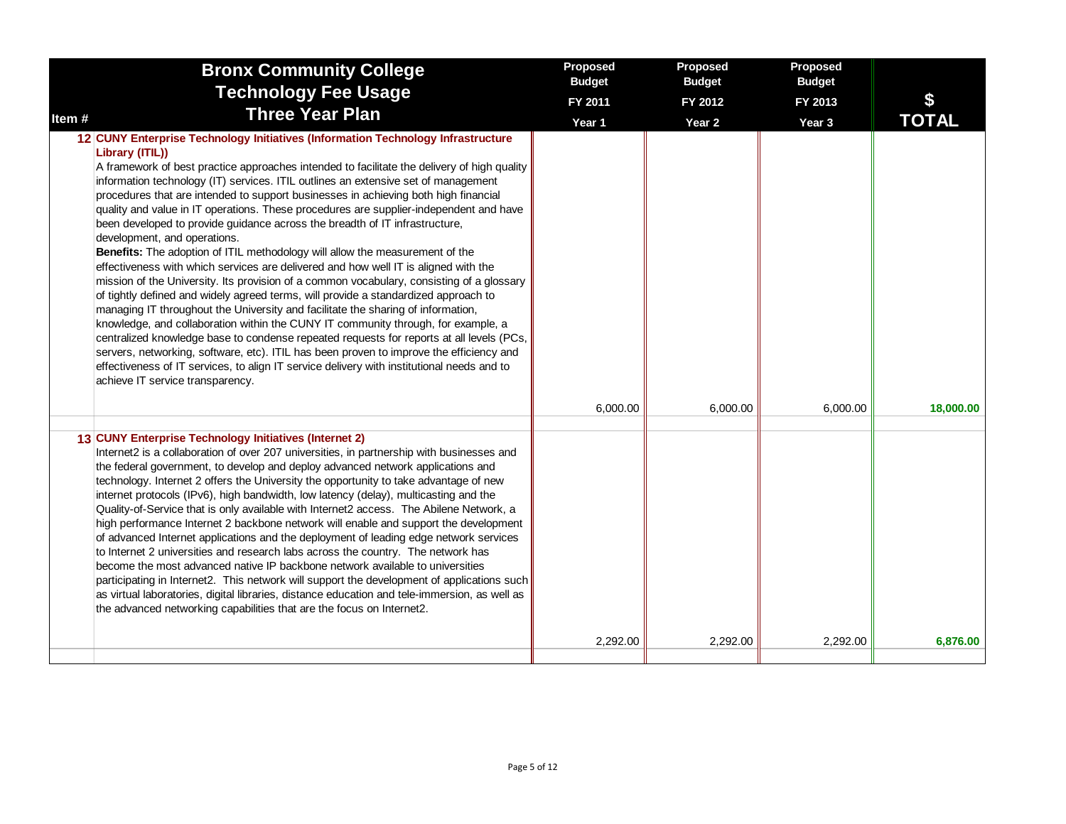| Item # | Bronx Community College<br>Technology Fee Usage<br>Three Year Plan | Proposed Budget<br>FY 2011<br>Year 1 | Proposed Budget<br>FY 2012<br>Year 2 | Proposed Budget<br>FY 2013<br>Year 3 | $<br>TOTAL |
|---|---|---|---|---|---|
| 12 | **CUNY Enterprise Technology Initiatives (Information Technology Infrastructure Library (ITIL))**<br>A framework of best practice approaches intended to facilitate the delivery of high quality information technology (IT) services. ITIL outlines an extensive set of management procedures that are intended to support businesses in achieving both high financial quality and value in IT operations. These procedures are supplier-independent and have been developed to provide guidance across the breadth of IT infrastructure, development, and operations.<br>**Benefits:** The adoption of ITIL methodology will allow the measurement of the effectiveness with which services are delivered and how well IT is aligned with the mission of the University. Its provision of a common vocabulary, consisting of a glossary of tightly defined and widely agreed terms, will provide a standardized approach to managing IT throughout the University and facilitate the sharing of information, knowledge, and collaboration within the CUNY IT community through, for example, a centralized knowledge base to condense repeated requests for reports at all levels (PCs, servers, networking, software, etc). ITIL has been proven to improve the efficiency and effectiveness of IT services, to align IT service delivery with institutional needs and to achieve IT service transparency. | 6,000.00 | 6,000.00 | 6,000.00 | **18,000.00** |
| 13 | **CUNY Enterprise Technology Initiatives (Internet 2)**<br>Internet2 is a collaboration of over 207 universities, in partnership with businesses and the federal government, to develop and deploy advanced network applications and technology. Internet 2 offers the University the opportunity to take advantage of new internet protocols (IPv6), high bandwidth, low latency (delay), multicasting and the Quality-of-Service that is only available with Internet2 access. The Abilene Network, a high performance Internet 2 backbone network will enable and support the development of advanced Internet applications and the deployment of leading edge network services to Internet 2 universities and research labs across the country. The network has become the most advanced native IP backbone network available to universities participating in Internet2. This network will support the development of applications such as virtual laboratories, digital libraries, distance education and tele-immersion, as well as the advanced networking capabilities that are the focus on Internet2. | 2,292.00 | 2,292.00 | 2,292.00 | **6,876.00** |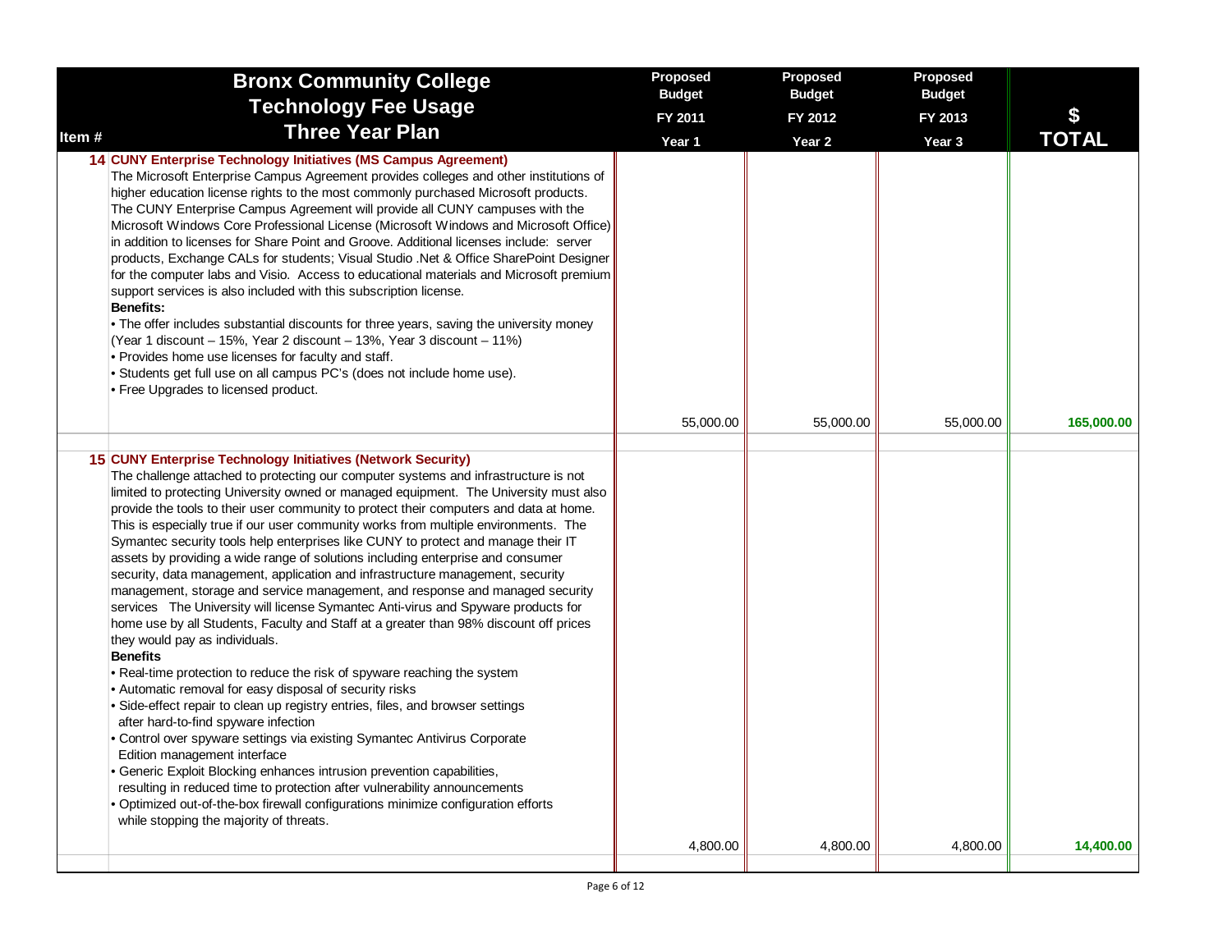| Item # | Bronx Community College Technology Fee Usage Three Year Plan | Proposed Budget FY 2011 Year 1 | Proposed Budget FY 2012 Year 2 | Proposed Budget FY 2013 Year 3 | $ TOTAL |
|---|---|---|---|---|---|
| 14 | **CUNY Enterprise Technology Initiatives (MS Campus Agreement)**<br>The Microsoft Enterprise Campus Agreement provides colleges and other institutions of higher education license rights to the most commonly purchased Microsoft products. The CUNY Enterprise Campus Agreement will provide all CUNY campuses with the Microsoft Windows Core Professional License (Microsoft Windows and Microsoft Office) in addition to licenses for Share Point and Groove. Additional licenses include: server products, Exchange CALs for students; Visual Studio .Net & Office SharePoint Designer for the computer labs and Visio. Access to educational materials and Microsoft premium support services is also included with this subscription license.<br>**Benefits:**<br>• The offer includes substantial discounts for three years, saving the university money (Year 1 discount – 15%, Year 2 discount – 13%, Year 3 discount – 11%)<br>• Provides home use licenses for faculty and staff.<br>• Students get full use on all campus PC's (does not include home use).<br>• Free Upgrades to licensed product. | 55,000.00 | 55,000.00 | 55,000.00 | **165,000.00** |
| 15 | **CUNY Enterprise Technology Initiatives (Network Security)**<br>The challenge attached to protecting our computer systems and infrastructure is not limited to protecting University owned or managed equipment. The University must also provide the tools to their user community to protect their computers and data at home. This is especially true if our user community works from multiple environments. The Symantec security tools help enterprises like CUNY to protect and manage their IT assets by providing a wide range of solutions including enterprise and consumer security, data management, application and infrastructure management, security management, storage and service management, and response and managed security services The University will license Symantec Anti-virus and Spyware products for home use by all Students, Faculty and Staff at a greater than 98% discount off prices they would pay as individuals.<br>**Benefits**<br>• Real-time protection to reduce the risk of spyware reaching the system<br>• Automatic removal for easy disposal of security risks<br>• Side-effect repair to clean up registry entries, files, and browser settings after hard-to-find spyware infection<br>• Control over spyware settings via existing Symantec Antivirus Corporate Edition management interface<br>• Generic Exploit Blocking enhances intrusion prevention capabilities, resulting in reduced time to protection after vulnerability announcements<br>• Optimized out-of-the-box firewall configurations minimize configuration efforts while stopping the majority of threats. | 4,800.00 | 4,800.00 | 4,800.00 | **14,400.00** |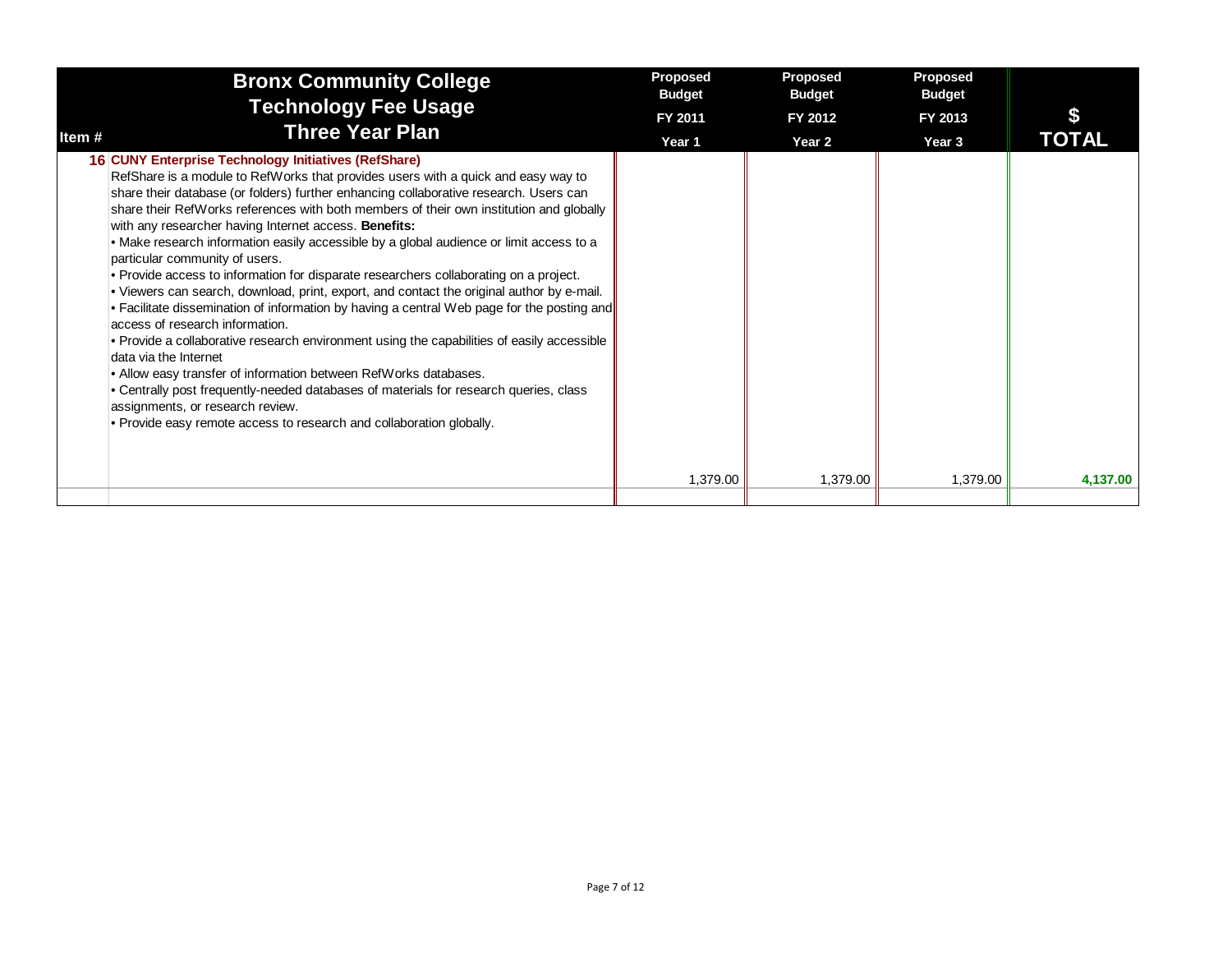| Item # | Bronx Community College<br>Technology Fee Usage<br>Three Year Plan | Proposed Budget<br>FY 2011<br>Year 1 | Proposed Budget<br>FY 2012<br>Year 2 | Proposed Budget<br>FY 2013<br>Year 3 | $<br>TOTAL |
|---|---|---|---|---|---|
| 16 | **CUNY Enterprise Technology Initiatives (RefShare)**<br>RefShare is a module to RefWorks that provides users with a quick and easy way to share their database (or folders) further enhancing collaborative research. Users can share their RefWorks references with both members of their own institution and globally with any researcher having Internet access. **Benefits:**<br>• Make research information easily accessible by a global audience or limit access to a particular community of users.<br>• Provide access to information for disparate researchers collaborating on a project.<br>• Viewers can search, download, print, export, and contact the original author by e-mail.<br>• Facilitate dissemination of information by having a central Web page for the posting and access of research information.<br>• Provide a collaborative research environment using the capabilities of easily accessible data via the Internet<br>• Allow easy transfer of information between RefWorks databases.<br>• Centrally post frequently-needed databases of materials for research queries, class assignments, or research review.<br>• Provide easy remote access to research and collaboration globally. | 1,379.00 | 1,379.00 | 1,379.00 | **4,137.00** |
| | | | | | |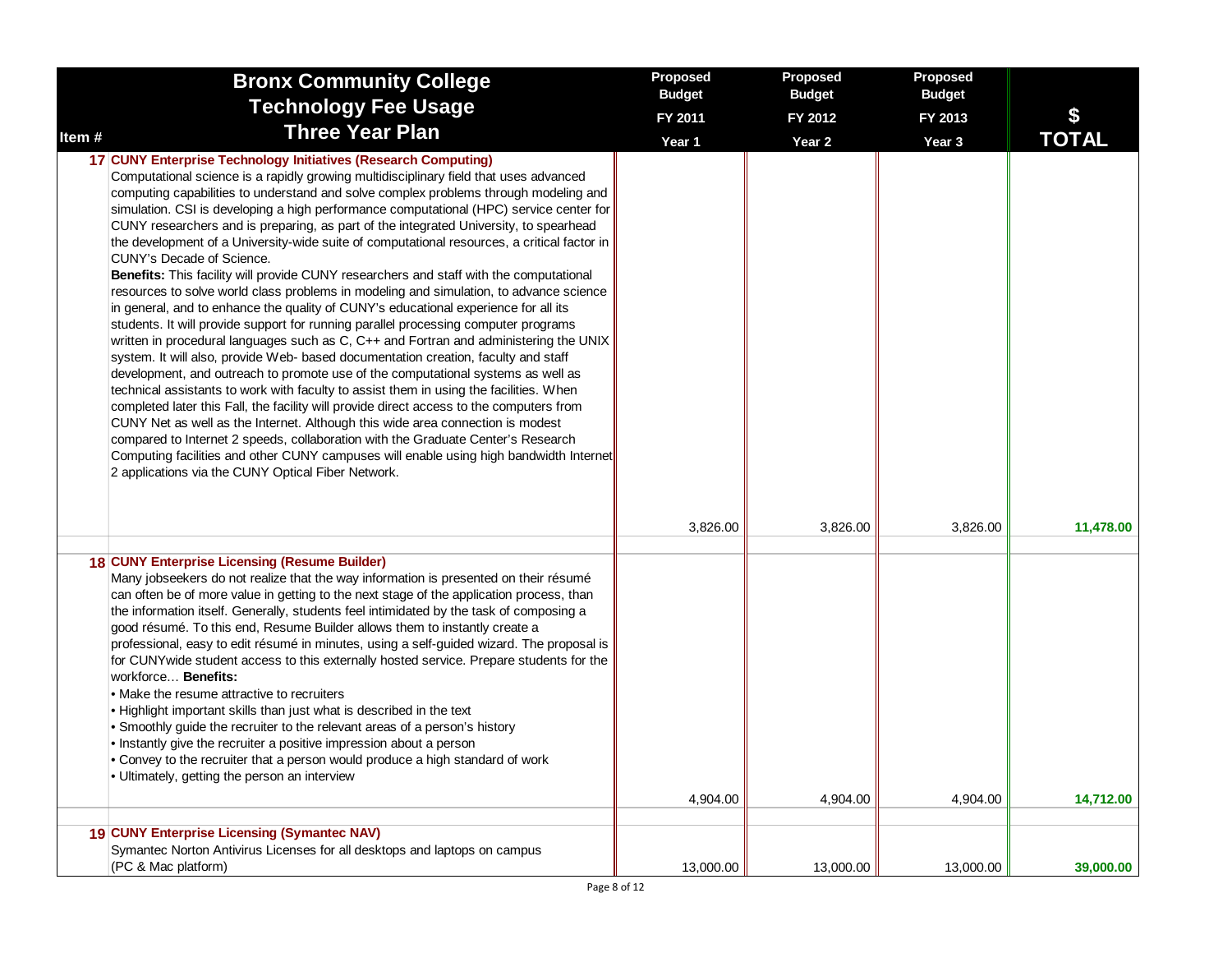| Item # | Bronx Community College<br>Technology Fee Usage<br>Three Year Plan | Proposed Budget<br>FY 2011<br>Year 1 | Proposed Budget<br>FY 2012<br>Year 2 | Proposed Budget<br>FY 2013<br>Year 3 | $<br>TOTAL |
|---|---|---|---|---|---|
| 17 | **CUNY Enterprise Technology Initiatives (Research Computing)**<br>Computational science is a rapidly growing multidisciplinary field that uses advanced computing capabilities to understand and solve complex problems through modeling and simulation. CSI is developing a high performance computational (HPC) service center for CUNY researchers and is preparing, as part of the integrated University, to spearhead the development of a University-wide suite of computational resources, a critical factor in CUNY's Decade of Science.<br>**Benefits:** This facility will provide CUNY researchers and staff with the computational resources to solve world class problems in modeling and simulation, to advance science in general, and to enhance the quality of CUNY's educational experience for all its students. It will provide support for running parallel processing computer programs written in procedural languages such as C, C++ and Fortran and administering the UNIX system. It will also, provide Web- based documentation creation, faculty and staff development, and outreach to promote use of the computational systems as well as technical assistants to work with faculty to assist them in using the facilities. When completed later this Fall, the facility will provide direct access to the computers from CUNY Net as well as the Internet. Although this wide area connection is modest compared to Internet 2 speeds, collaboration with the Graduate Center's Research Computing facilities and other CUNY campuses will enable using high bandwidth Internet 2 applications via the CUNY Optical Fiber Network. | 3,826.00 | 3,826.00 | 3,826.00 | 11,478.00 |
| 18 | **CUNY Enterprise Licensing (Resume Builder)**<br>Many jobseekers do not realize that the way information is presented on their résumé can often be of more value in getting to the next stage of the application process, than the information itself. Generally, students feel intimidated by the task of composing a good résumé. To this end, Resume Builder allows them to instantly create a professional, easy to edit résumé in minutes, using a self-guided wizard. The proposal is for CUNYwide student access to this externally hosted service. Prepare students for the workforce… **Benefits:**<br>• Make the resume attractive to recruiters<br>• Highlight important skills than just what is described in the text<br>• Smoothly guide the recruiter to the relevant areas of a person's history<br>• Instantly give the recruiter a positive impression about a person<br>• Convey to the recruiter that a person would produce a high standard of work<br>• Ultimately, getting the person an interview | 4,904.00 | 4,904.00 | 4,904.00 | 14,712.00 |
| 19 | **CUNY Enterprise Licensing (Symantec NAV)**<br>Symantec Norton Antivirus Licenses for all desktops and laptops on campus (PC & Mac platform) | 13,000.00 | 13,000.00 | 13,000.00 | 39,000.00 |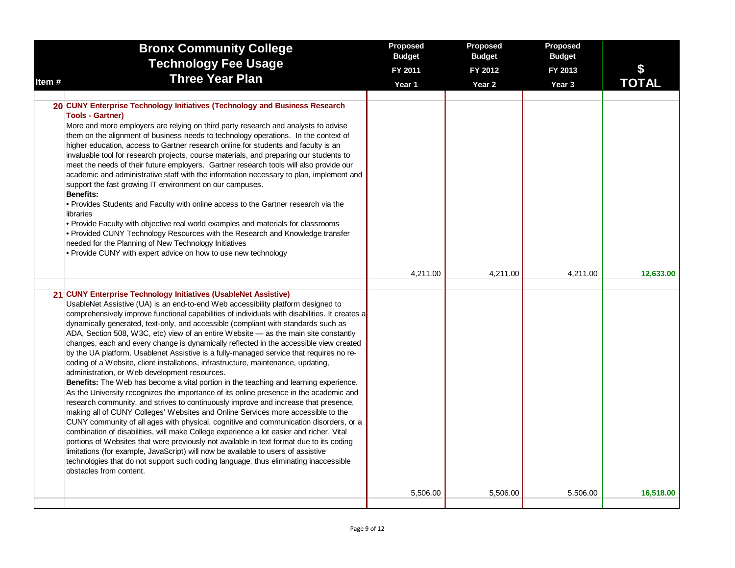| Item # | Bronx Community College Technology Fee Usage Three Year Plan | Proposed Budget FY 2011 Year 1 | Proposed Budget FY 2012 Year 2 | Proposed Budget FY 2013 Year 3 | $ TOTAL |
|---|---|---|---|---|---|
| 20 | **CUNY Enterprise Technology Initiatives (Technology and Business Research Tools - Gartner)**<br>More and more employers are relying on third party research and analysts to advise them on the alignment of business needs to technology operations. In the context of higher education, access to Gartner research online for students and faculty is an invaluable tool for research projects, course materials, and preparing our students to meet the needs of their future employers. Gartner research tools will also provide our academic and administrative staff with the information necessary to plan, implement and support the fast growing IT environment on our campuses.<br>**Benefits:**<br>• Provides Students and Faculty with online access to the Gartner research via the libraries<br>• Provide Faculty with objective real world examples and materials for classrooms<br>• Provided CUNY Technology Resources with the Research and Knowledge transfer needed for the Planning of New Technology Initiatives<br>• Provide CUNY with expert advice on how to use new technology | 4,211.00 | 4,211.00 | 4,211.00 | 12,633.00 |
| 21 | **CUNY Enterprise Technology Initiatives (UsableNet Assistive)**<br>UsableNet Assistive (UA) is an end-to-end Web accessibility platform designed to comprehensively improve functional capabilities of individuals with disabilities. It creates a dynamically generated, text-only, and accessible (compliant with standards such as ADA, Section 508, W3C, etc) view of an entire Website — as the main site constantly changes, each and every change is dynamically reflected in the accessible view created by the UA platform. Usablenet Assistive is a fully-managed service that requires no re-coding of a Website, client installations, infrastructure, maintenance, updating, administration, or Web development resources.<br>**Benefits:** The Web has become a vital portion in the teaching and learning experience. As the University recognizes the importance of its online presence in the academic and research community, and strives to continuously improve and increase that presence, making all of CUNY Colleges' Websites and Online Services more accessible to the CUNY community of all ages with physical, cognitive and communication disorders, or a combination of disabilities, will make College experience a lot easier and richer. Vital portions of Websites that were previously not available in text format due to its coding limitations (for example, JavaScript) will now be available to users of assistive technologies that do not support such coding language, thus eliminating inaccessible obstacles from content. | 5,506.00 | 5,506.00 | 5,506.00 | 16,518.00 |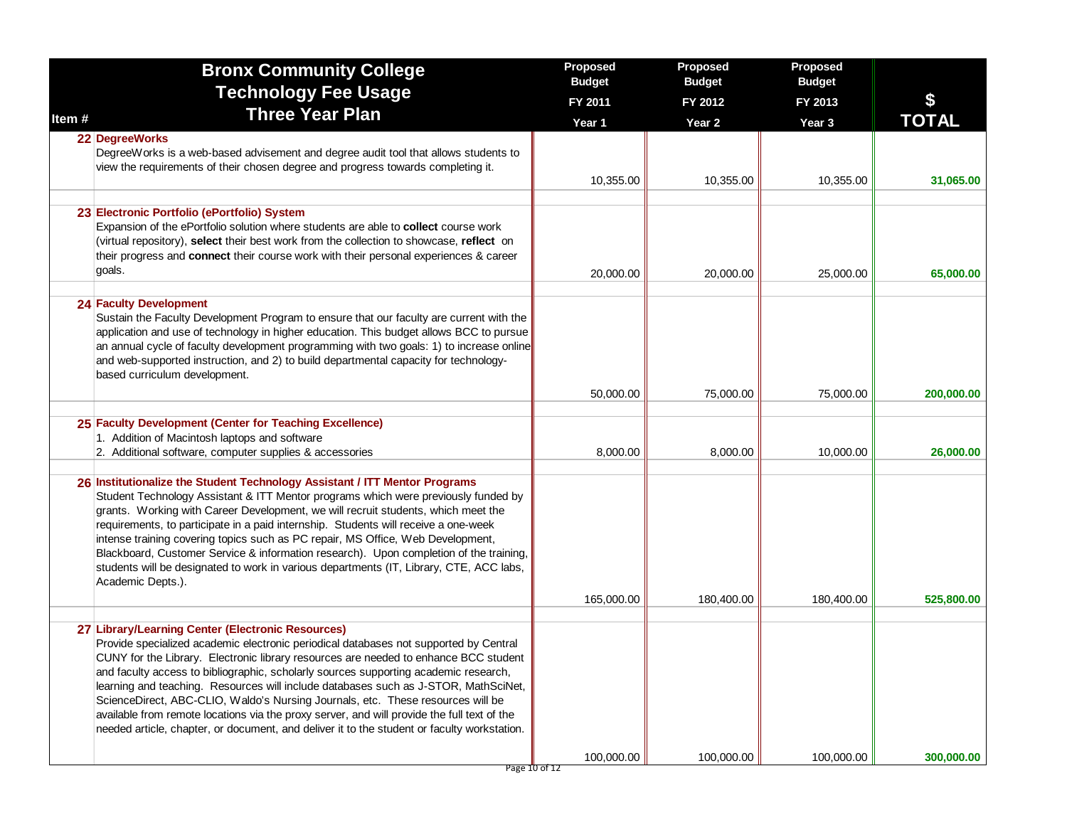| Item # | Bronx Community College Technology Fee Usage Three Year Plan | Proposed Budget FY 2011 Year 1 | Proposed Budget FY 2012 Year 2 | Proposed Budget FY 2013 Year 3 | $ TOTAL |
|---|---|---|---|---|---|
| 22 | **DegreeWorks**<br>DegreeWorks is a web-based advisement and degree audit tool that allows students to view the requirements of their chosen degree and progress towards completing it. | 10,355.00 | 10,355.00 | 10,355.00 | **31,065.00** |
| 23 | **Electronic Portfolio (ePortfolio) System**<br>Expansion of the ePortfolio solution where students are able to **collect** course work (virtual repository), **select** their best work from the collection to showcase, **reflect** on their progress and **connect** their course work with their personal experiences & career goals. | 20,000.00 | 20,000.00 | 25,000.00 | **65,000.00** |
| 24 | **Faculty Development**<br>Sustain the Faculty Development Program to ensure that our faculty are current with the application and use of technology in higher education. This budget allows BCC to pursue an annual cycle of faculty development programming with two goals: 1) to increase online and web-supported instruction, and 2) to build departmental capacity for technology-based curriculum development. | 50,000.00 | 75,000.00 | 75,000.00 | **200,000.00** |
| 25 | **Faculty Development (Center for Teaching Excellence)**<br>1. Addition of Macintosh laptops and software<br>2. Additional software, computer supplies & accessories | 8,000.00 | 8,000.00 | 10,000.00 | **26,000.00** |
| 26 | **Institutionalize the Student Technology Assistant / ITT Mentor Programs**<br>Student Technology Assistant & ITT Mentor programs which were previously funded by grants. Working with Career Development, we will recruit students, which meet the requirements, to participate in a paid internship. Students will receive a one-week intense training covering topics such as PC repair, MS Office, Web Development, Blackboard, Customer Service & information research). Upon completion of the training, students will be designated to work in various departments (IT, Library, CTE, ACC labs, Academic Depts.). | 165,000.00 | 180,400.00 | 180,400.00 | **525,800.00** |
| 27 | **Library/Learning Center (Electronic Resources)**<br>Provide specialized academic electronic periodical databases not supported by Central CUNY for the Library. Electronic library resources are needed to enhance BCC student and faculty access to bibliographic, scholarly sources supporting academic research, learning and teaching. Resources will include databases such as J-STOR, MathSciNet, ScienceDirect, ABC-CLIO, Waldo's Nursing Journals, etc. These resources will be available from remote locations via the proxy server, and will provide the full text of the needed article, chapter, or document, and deliver it to the student or faculty workstation. | 100,000.00 | 100,000.00 | 100,000.00 | **300,000.00** |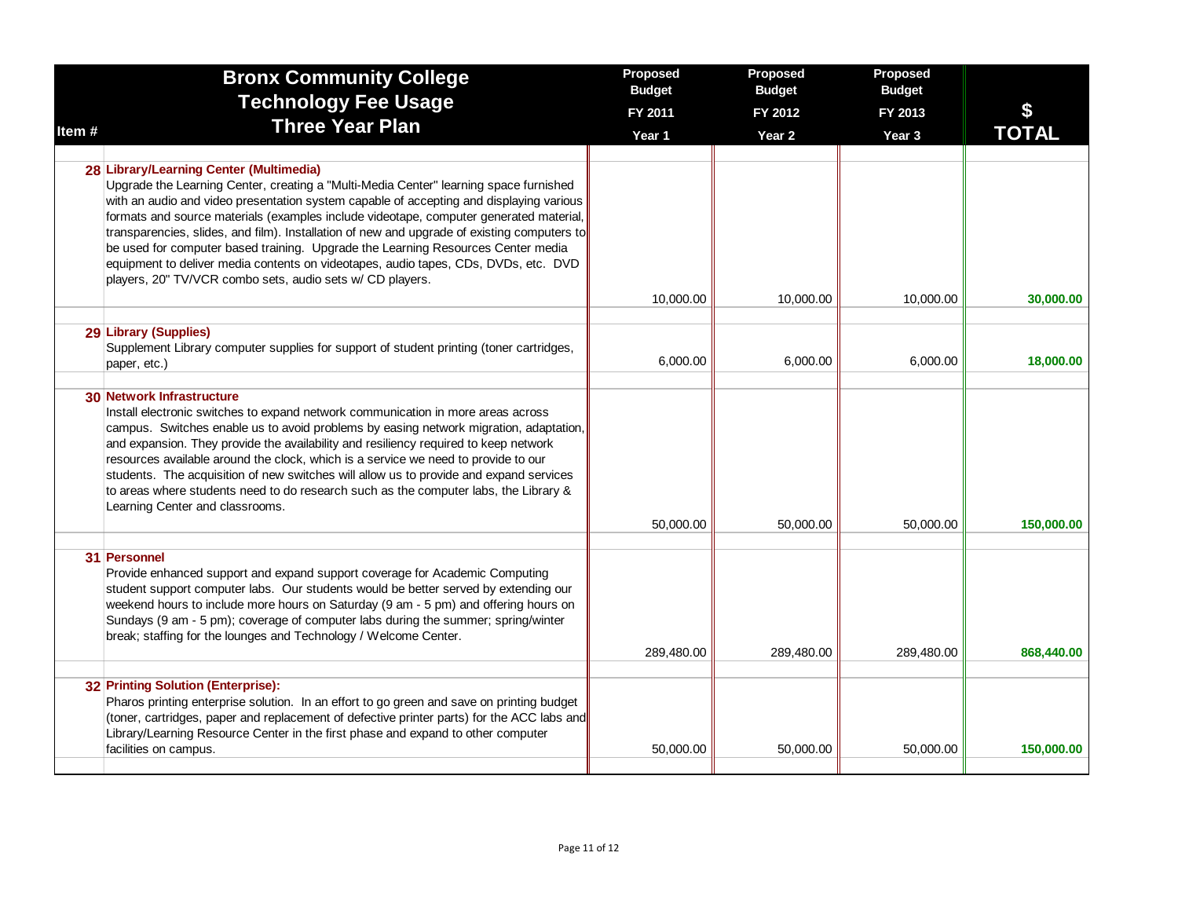| Item # | Bronx Community College Technology Fee Usage Three Year Plan | Proposed Budget FY 2011 Year 1 | Proposed Budget FY 2012 Year 2 | Proposed Budget FY 2013 Year 3 | $ TOTAL |
|---|---|---|---|---|---|
| 28 | **Library/Learning Center (Multimedia)** Upgrade the Learning Center, creating a "Multi-Media Center" learning space furnished with an audio and video presentation system capable of accepting and displaying various formats and source materials (examples include videotape, computer generated material, transparencies, slides, and film). Installation of new and upgrade of existing computers to be used for computer based training. Upgrade the Learning Resources Center media equipment to deliver media contents on videotapes, audio tapes, CDs, DVDs, etc. DVD players, 20" TV/VCR combo sets, audio sets w/ CD players. | 10,000.00 | 10,000.00 | 10,000.00 | **30,000.00** |
| 29 | **Library (Supplies)** Supplement Library computer supplies for support of student printing (toner cartridges, paper, etc.) | 6,000.00 | 6,000.00 | 6,000.00 | **18,000.00** |
| 30 | **Network Infrastructure** Install electronic switches to expand network communication in more areas across campus. Switches enable us to avoid problems by easing network migration, adaptation, and expansion. They provide the availability and resiliency required to keep network resources available around the clock, which is a service we need to provide to our students. The acquisition of new switches will allow us to provide and expand services to areas where students need to do research such as the computer labs, the Library & Learning Center and classrooms. | 50,000.00 | 50,000.00 | 50,000.00 | **150,000.00** |
| 31 | **Personnel** Provide enhanced support and expand support coverage for Academic Computing student support computer labs. Our students would be better served by extending our weekend hours to include more hours on Saturday (9 am - 5 pm) and offering hours on Sundays (9 am - 5 pm); coverage of computer labs during the summer; spring/winter break; staffing for the lounges and Technology / Welcome Center. | 289,480.00 | 289,480.00 | 289,480.00 | **868,440.00** |
| 32 | **Printing Solution (Enterprise):** Pharos printing enterprise solution. In an effort to go green and save on printing budget (toner, cartridges, paper and replacement of defective printer parts) for the ACC labs and Library/Learning Resource Center in the first phase and expand to other computer facilities on campus. | 50,000.00 | 50,000.00 | 50,000.00 | **150,000.00** |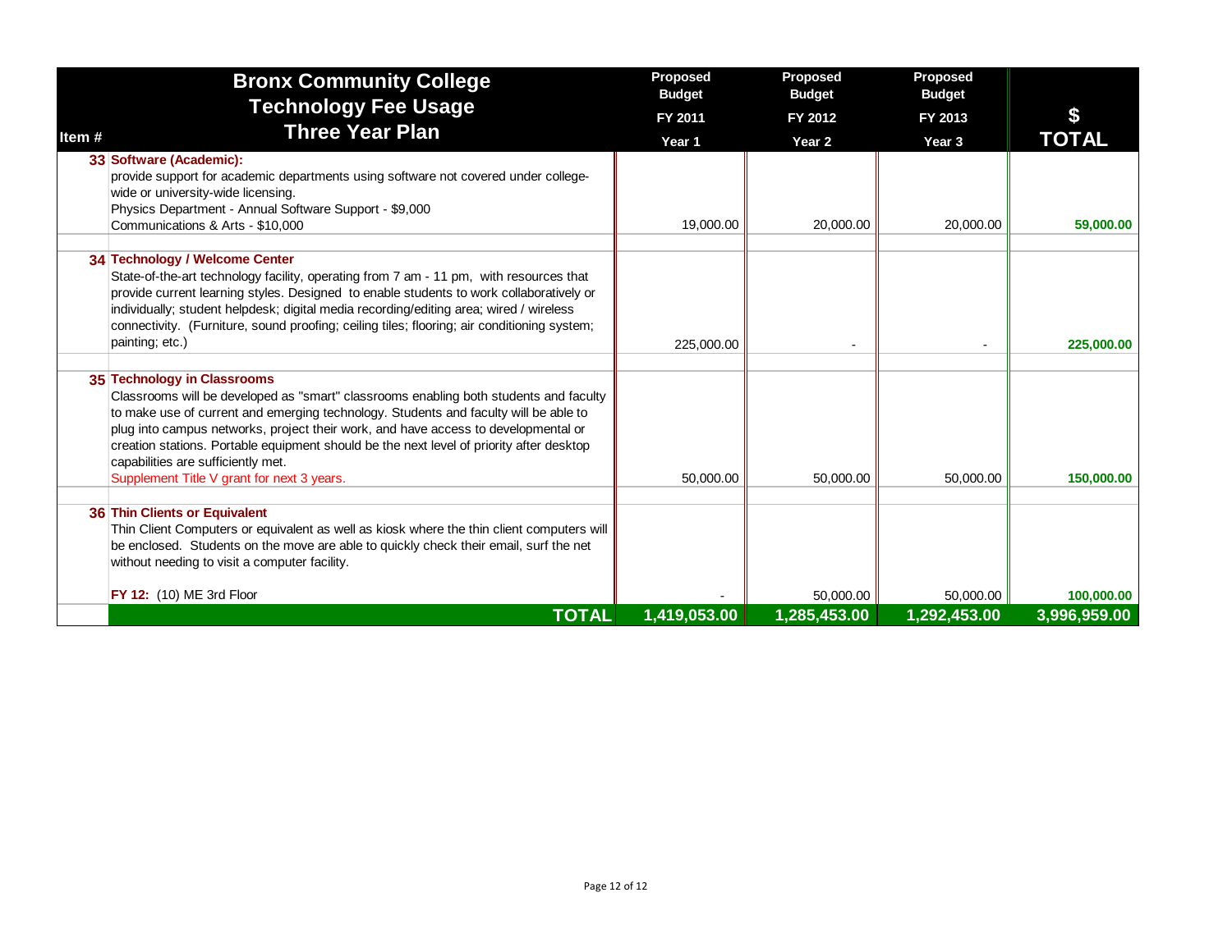| Item # | Bronx Community College Technology Fee Usage Three Year Plan | Proposed Budget FY 2011 Year 1 | Proposed Budget FY 2012 Year 2 | Proposed Budget FY 2013 Year 3 | $ TOTAL |
|---|---|---|---|---|---|
| 33 | **Software (Academic):** provide support for academic departments using software not covered under college-wide or university-wide licensing. Physics Department - Annual Software Support - $9,000 Communications & Arts - $10,000 | 19,000.00 | 20,000.00 | 20,000.00 | **59,000.00** |
| 34 | **Technology / Welcome Center** State-of-the-art technology facility, operating from 7 am - 11 pm, with resources that provide current learning styles. Designed to enable students to work collaboratively or individually; student helpdesk; digital media recording/editing area; wired / wireless connectivity. (Furniture, sound proofing; ceiling tiles; flooring; air conditioning system; painting; etc.) | 225,000.00 | - | - | **225,000.00** |
| 35 | **Technology in Classrooms** Classrooms will be developed as "smart" classrooms enabling both students and faculty to make use of current and emerging technology. Students and faculty will be able to plug into campus networks, project their work, and have access to developmental or creation stations. Portable equipment should be the next level of priority after desktop capabilities are sufficiently met. Supplement Title V grant for next 3 years. | 50,000.00 | 50,000.00 | 50,000.00 | **150,000.00** |
| 36 | **Thin Clients or Equivalent** Thin Client Computers or equivalent as well as kiosk where the thin client computers will be enclosed. Students on the move are able to quickly check their email, surf the net without needing to visit a computer facility. **FY 12:** (10) ME 3rd Floor | - | 50,000.00 | 50,000.00 | **100,000.00** |
| | **TOTAL** | **1,419,053.00** | **1,285,453.00** | **1,292,453.00** | **3,996,959.00** |